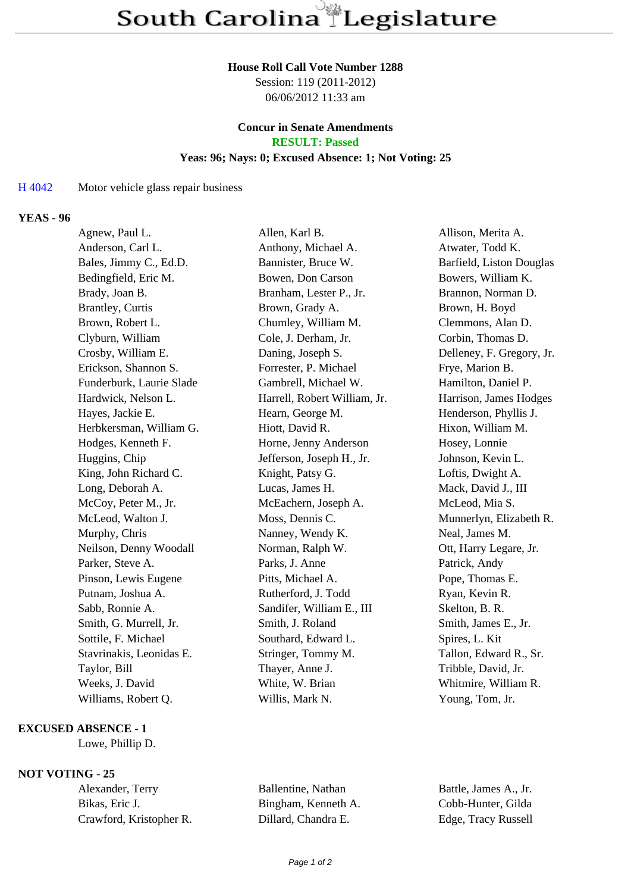# South Carolina Legislature

**House Roll Call Vote Number 1288**
Session: 119 (2011-2012)
06/06/2012 11:33 am

**Concur in Senate Amendments**
**RESULT: Passed**
**Yeas: 96; Nays: 0; Excused Absence: 1; Not Voting: 25**

H 4042 Motor vehicle glass repair business

**YEAS - 96**

| | | |
|---|---|---|
| Agnew, Paul L. | Allen, Karl B. | Allison, Merita A. |
| Anderson, Carl L. | Anthony, Michael A. | Atwater, Todd K. |
| Bales, Jimmy C., Ed.D. | Bannister, Bruce W. | Barfield, Liston Douglas |
| Bedingfield, Eric M. | Bowen, Don Carson | Bowers, William K. |
| Brady, Joan B. | Branham, Lester P., Jr. | Brannon, Norman D. |
| Brantley, Curtis | Brown, Grady A. | Brown, H. Boyd |
| Brown, Robert L. | Chumley, William M. | Clemmons, Alan D. |
| Clyburn, William | Cole, J. Derham, Jr. | Corbin, Thomas D. |
| Crosby, William E. | Daning, Joseph S. | Delleney, F. Gregory, Jr. |
| Erickson, Shannon S. | Forrester, P. Michael | Frye, Marion B. |
| Funderburk, Laurie Slade | Gambrell, Michael W. | Hamilton, Daniel P. |
| Hardwick, Nelson L. | Harrell, Robert William, Jr. | Harrison, James Hodges |
| Hayes, Jackie E. | Hearn, George M. | Henderson, Phyllis J. |
| Herbkersman, William G. | Hiott, David R. | Hixon, William M. |
| Hodges, Kenneth F. | Horne, Jenny Anderson | Hosey, Lonnie |
| Huggins, Chip | Jefferson, Joseph H., Jr. | Johnson, Kevin L. |
| King, John Richard C. | Knight, Patsy G. | Loftis, Dwight A. |
| Long, Deborah A. | Lucas, James H. | Mack, David J., III |
| McCoy, Peter M., Jr. | McEachern, Joseph A. | McLeod, Mia S. |
| McLeod, Walton J. | Moss, Dennis C. | Munnerlyn, Elizabeth R. |
| Murphy, Chris | Nanney, Wendy K. | Neal, James M. |
| Neilson, Denny Woodall | Norman, Ralph W. | Ott, Harry Legare, Jr. |
| Parker, Steve A. | Parks, J. Anne | Patrick, Andy |
| Pinson, Lewis Eugene | Pitts, Michael A. | Pope, Thomas E. |
| Putnam, Joshua A. | Rutherford, J. Todd | Ryan, Kevin R. |
| Sabb, Ronnie A. | Sandifer, William E., III | Skelton, B. R. |
| Smith, G. Murrell, Jr. | Smith, J. Roland | Smith, James E., Jr. |
| Sottile, F. Michael | Southard, Edward L. | Spires, L. Kit |
| Stavrinakis, Leonidas E. | Stringer, Tommy M. | Tallon, Edward R., Sr. |
| Taylor, Bill | Thayer, Anne J. | Tribble, David, Jr. |
| Weeks, J. David | White, W. Brian | Whitmire, William R. |
| Williams, Robert Q. | Willis, Mark N. | Young, Tom, Jr. |

**EXCUSED ABSENCE - 1**

Lowe, Phillip D.

**NOT VOTING - 25**

| | | |
|---|---|---|
| Alexander, Terry | Ballentine, Nathan | Battle, James A., Jr. |
| Bikas, Eric J. | Bingham, Kenneth A. | Cobb-Hunter, Gilda |
| Crawford, Kristopher R. | Dillard, Chandra E. | Edge, Tracy Russell |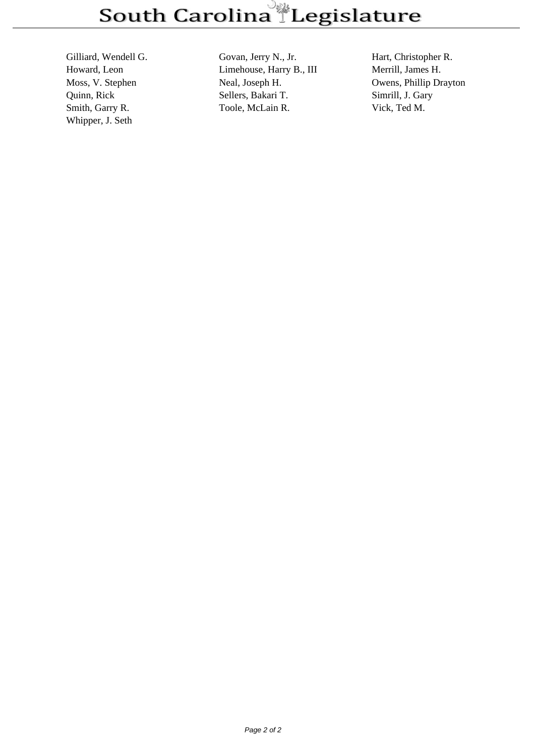| | | |
|---|---|---|
| Gilliard, Wendell G. | Govan, Jerry N., Jr. | Hart, Christopher R. |
| Howard, Leon | Limehouse, Harry B., III | Merrill, James H. |
| Moss, V. Stephen | Neal, Joseph H. | Owens, Phillip Drayton |
| Quinn, Rick | Sellers, Bakari T. | Simrill, J. Gary |
| Smith, Garry R. | Toole, McLain R. | Vick, Ted M. |
| Whipper, J. Seth | | |